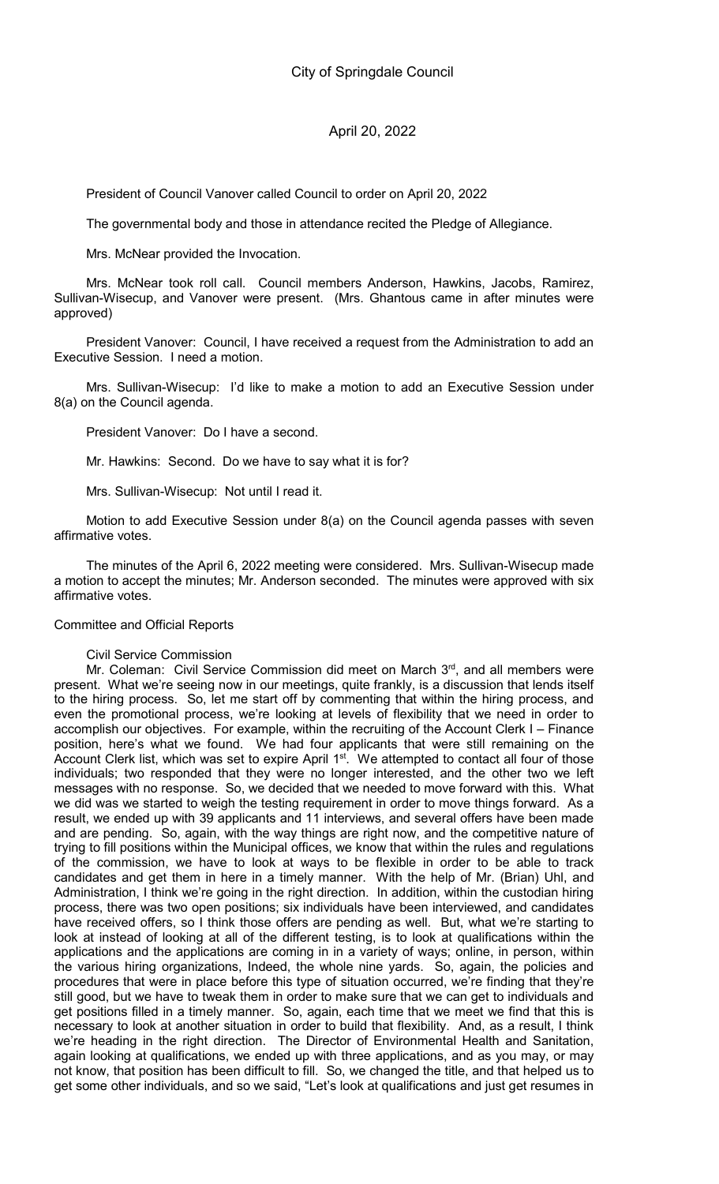# City of Springdale Council

## April 20, 2022

President of Council Vanover called Council to order on April 20, 2022

The governmental body and those in attendance recited the Pledge of Allegiance.

Mrs. McNear provided the Invocation.

Mrs. McNear took roll call. Council members Anderson, Hawkins, Jacobs, Ramirez, Sullivan-Wisecup, and Vanover were present. (Mrs. Ghantous came in after minutes were approved)

President Vanover: Council, I have received a request from the Administration to add an Executive Session. I need a motion.

Mrs. Sullivan-Wisecup: I'd like to make a motion to add an Executive Session under 8(a) on the Council agenda.

President Vanover: Do I have a second.

Mr. Hawkins: Second. Do we have to say what it is for?

Mrs. Sullivan-Wisecup: Not until I read it.

Motion to add Executive Session under 8(a) on the Council agenda passes with seven affirmative votes.

The minutes of the April 6, 2022 meeting were considered. Mrs. Sullivan-Wisecup made a motion to accept the minutes; Mr. Anderson seconded. The minutes were approved with six affirmative votes.

Committee and Official Reports

Civil Service Commission

Mr. Coleman: Civil Service Commission did meet on March 3rd, and all members were present. What we're seeing now in our meetings, quite frankly, is a discussion that lends itself to the hiring process. So, let me start off by commenting that within the hiring process, and even the promotional process, we're looking at levels of flexibility that we need in order to accomplish our objectives. For example, within the recruiting of the Account Clerk I – Finance position, here's what we found. We had four applicants that were still remaining on the Account Clerk list, which was set to expire April 1st. We attempted to contact all four of those individuals; two responded that they were no longer interested, and the other two we left messages with no response. So, we decided that we needed to move forward with this. What we did was we started to weigh the testing requirement in order to move things forward. As a result, we ended up with 39 applicants and 11 interviews, and several offers have been made and are pending. So, again, with the way things are right now, and the competitive nature of trying to fill positions within the Municipal offices, we know that within the rules and regulations of the commission, we have to look at ways to be flexible in order to be able to track candidates and get them in here in a timely manner. With the help of Mr. (Brian) Uhl, and Administration, I think we're going in the right direction. In addition, within the custodian hiring process, there was two open positions; six individuals have been interviewed, and candidates have received offers, so I think those offers are pending as well. But, what we're starting to look at instead of looking at all of the different testing, is to look at qualifications within the applications and the applications are coming in in a variety of ways; online, in person, within the various hiring organizations, Indeed, the whole nine yards. So, again, the policies and procedures that were in place before this type of situation occurred, we're finding that they're still good, but we have to tweak them in order to make sure that we can get to individuals and get positions filled in a timely manner. So, again, each time that we meet we find that this is necessary to look at another situation in order to build that flexibility. And, as a result, I think we're heading in the right direction. The Director of Environmental Health and Sanitation, again looking at qualifications, we ended up with three applications, and as you may, or may not know, that position has been difficult to fill. So, we changed the title, and that helped us to get some other individuals, and so we said, "Let's look at qualifications and just get resumes in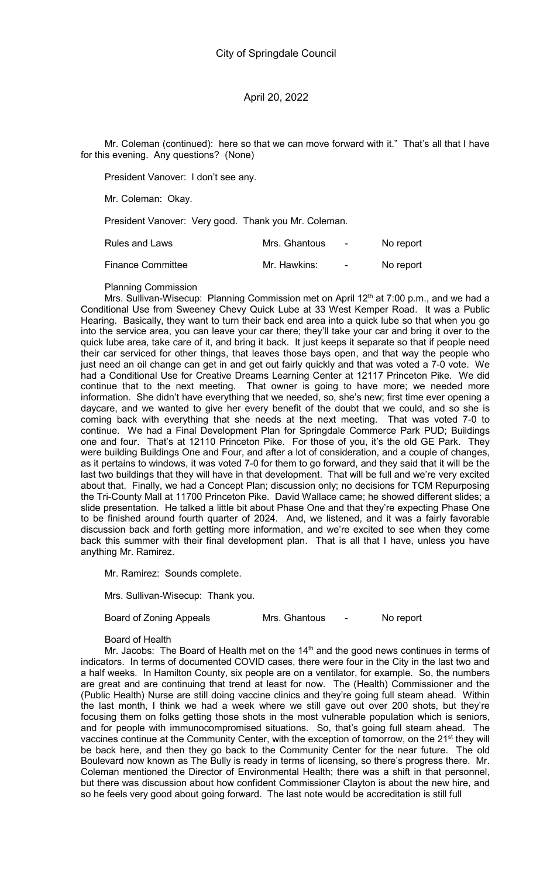Mr. Coleman (continued): here so that we can move forward with it." That's all that I have for this evening. Any questions? (None)

President Vanover: I don't see any.

Mr. Coleman: Okay.

President Vanover: Very good. Thank you Mr. Coleman.

| | | | |
|---|---|---|---|
| Rules and Laws | Mrs. Ghantous | - | No report |
| Finance Committee | Mr. Hawkins: | - | No report |

Planning Commission

Mrs. Sullivan-Wisecup: Planning Commission met on April 12th at 7:00 p.m., and we had a Conditional Use from Sweeney Chevy Quick Lube at 33 West Kemper Road. It was a Public Hearing. Basically, they want to turn their back end area into a quick lube so that when you go into the service area, you can leave your car there; they'll take your car and bring it over to the quick lube area, take care of it, and bring it back. It just keeps it separate so that if people need their car serviced for other things, that leaves those bays open, and that way the people who just need an oil change can get in and get out fairly quickly and that was voted a 7-0 vote. We had a Conditional Use for Creative Dreams Learning Center at 12117 Princeton Pike. We did continue that to the next meeting. That owner is going to have more; we needed more information. She didn't have everything that we needed, so, she's new; first time ever opening a daycare, and we wanted to give her every benefit of the doubt that we could, and so she is coming back with everything that she needs at the next meeting. That was voted 7-0 to continue. We had a Final Development Plan for Springdale Commerce Park PUD; Buildings one and four. That's at 12110 Princeton Pike. For those of you, it's the old GE Park. They were building Buildings One and Four, and after a lot of consideration, and a couple of changes, as it pertains to windows, it was voted 7-0 for them to go forward, and they said that it will be the last two buildings that they will have in that development. That will be full and we're very excited about that. Finally, we had a Concept Plan; discussion only; no decisions for TCM Repurposing the Tri-County Mall at 11700 Princeton Pike. David Wallace came; he showed different slides; a slide presentation. He talked a little bit about Phase One and that they're expecting Phase One to be finished around fourth quarter of 2024. And, we listened, and it was a fairly favorable discussion back and forth getting more information, and we're excited to see when they come back this summer with their final development plan. That is all that I have, unless you have anything Mr. Ramirez.

Mr. Ramirez: Sounds complete.

Mrs. Sullivan-Wisecup: Thank you.

| | | | |
|---|---|---|---|
| Board of Zoning Appeals | Mrs. Ghantous | - | No report |

Board of Health

Mr. Jacobs: The Board of Health met on the 14th and the good news continues in terms of indicators. In terms of documented COVID cases, there were four in the City in the last two and a half weeks. In Hamilton County, six people are on a ventilator, for example. So, the numbers are great and are continuing that trend at least for now. The (Health) Commissioner and the (Public Health) Nurse are still doing vaccine clinics and they're going full steam ahead. Within the last month, I think we had a week where we still gave out over 200 shots, but they're focusing them on folks getting those shots in the most vulnerable population which is seniors, and for people with immunocompromised situations. So, that's going full steam ahead. The vaccines continue at the Community Center, with the exception of tomorrow, on the 21st they will be back here, and then they go back to the Community Center for the near future. The old Boulevard now known as The Bully is ready in terms of licensing, so there's progress there. Mr. Coleman mentioned the Director of Environmental Health; there was a shift in that personnel, but there was discussion about how confident Commissioner Clayton is about the new hire, and so he feels very good about going forward. The last note would be accreditation is still full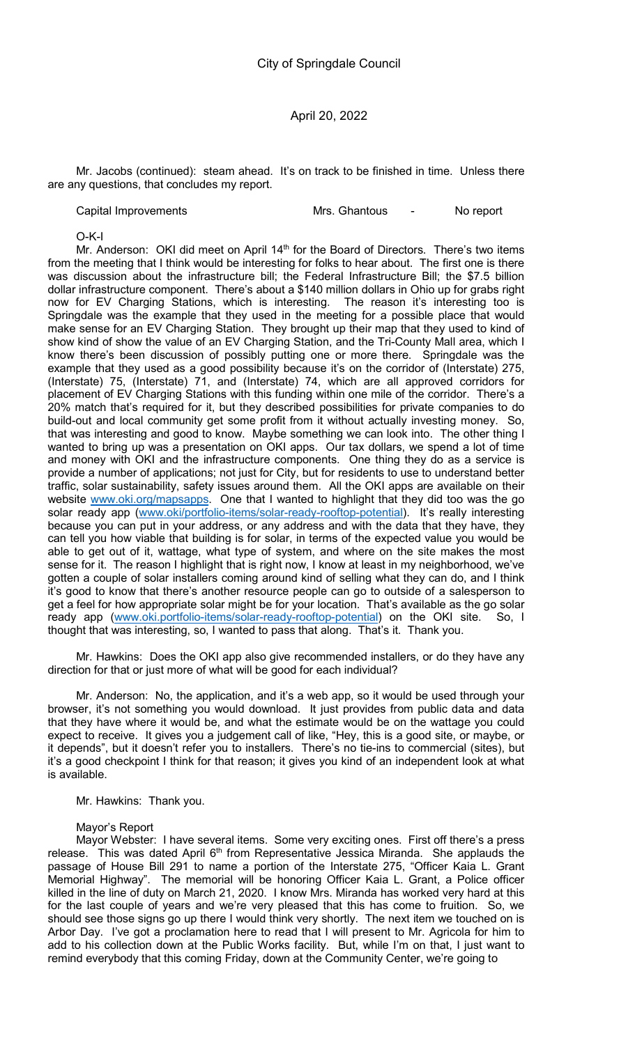Mr. Jacobs (continued): steam ahead. It's on track to be finished in time. Unless there are any questions, that concludes my report.

Capital Improvements Mrs. Ghantous - No report

O-K-I

Mr. Anderson: OKI did meet on April 14th for the Board of Directors. There's two items from the meeting that I think would be interesting for folks to hear about. The first one is there was discussion about the infrastructure bill; the Federal Infrastructure Bill; the $7.5 billion dollar infrastructure component. There's about a $140 million dollars in Ohio up for grabs right now for EV Charging Stations, which is interesting. The reason it's interesting too is Springdale was the example that they used in the meeting for a possible place that would make sense for an EV Charging Station. They brought up their map that they used to kind of show kind of show the value of an EV Charging Station, and the Tri-County Mall area, which I know there's been discussion of possibly putting one or more there. Springdale was the example that they used as a good possibility because it's on the corridor of (Interstate) 275, (Interstate) 75, (Interstate) 71, and (Interstate) 74, which are all approved corridors for placement of EV Charging Stations with this funding within one mile of the corridor. There's a 20% match that's required for it, but they described possibilities for private companies to do build-out and local community get some profit from it without actually investing money. So, that was interesting and good to know. Maybe something we can look into. The other thing I wanted to bring up was a presentation on OKI apps. Our tax dollars, we spend a lot of time and money with OKI and the infrastructure components. One thing they do as a service is provide a number of applications; not just for City, but for residents to use to understand better traffic, solar sustainability, safety issues around them. All the OKI apps are available on their website www.oki.org/mapsapps. One that I wanted to highlight that they did too was the go solar ready app (www.oki/portfolio-items/solar-ready-rooftop-potential). It's really interesting because you can put in your address, or any address and with the data that they have, they can tell you how viable that building is for solar, in terms of the expected value you would be able to get out of it, wattage, what type of system, and where on the site makes the most sense for it. The reason I highlight that is right now, I know at least in my neighborhood, we've gotten a couple of solar installers coming around kind of selling what they can do, and I think it's good to know that there's another resource people can go to outside of a salesperson to get a feel for how appropriate solar might be for your location. That's available as the go solar ready app (www.oki.portfolio-items/solar-ready-rooftop-potential) on the OKI site. So, I thought that was interesting, so, I wanted to pass that along. That's it. Thank you.

Mr. Hawkins: Does the OKI app also give recommended installers, or do they have any direction for that or just more of what will be good for each individual?

Mr. Anderson: No, the application, and it's a web app, so it would be used through your browser, it's not something you would download. It just provides from public data and data that they have where it would be, and what the estimate would be on the wattage you could expect to receive. It gives you a judgement call of like, "Hey, this is a good site, or maybe, or it depends", but it doesn't refer you to installers. There's no tie-ins to commercial (sites), but it's a good checkpoint I think for that reason; it gives you kind of an independent look at what is available.

Mr. Hawkins: Thank you.

Mayor's Report

Mayor Webster: I have several items. Some very exciting ones. First off there's a press release. This was dated April 6th from Representative Jessica Miranda. She applauds the passage of House Bill 291 to name a portion of the Interstate 275, "Officer Kaia L. Grant Memorial Highway". The memorial will be honoring Officer Kaia L. Grant, a Police officer killed in the line of duty on March 21, 2020. I know Mrs. Miranda has worked very hard at this for the last couple of years and we're very pleased that this has come to fruition. So, we should see those signs go up there I would think very shortly. The next item we touched on is Arbor Day. I've got a proclamation here to read that I will present to Mr. Agricola for him to add to his collection down at the Public Works facility. But, while I'm on that, I just want to remind everybody that this coming Friday, down at the Community Center, we're going to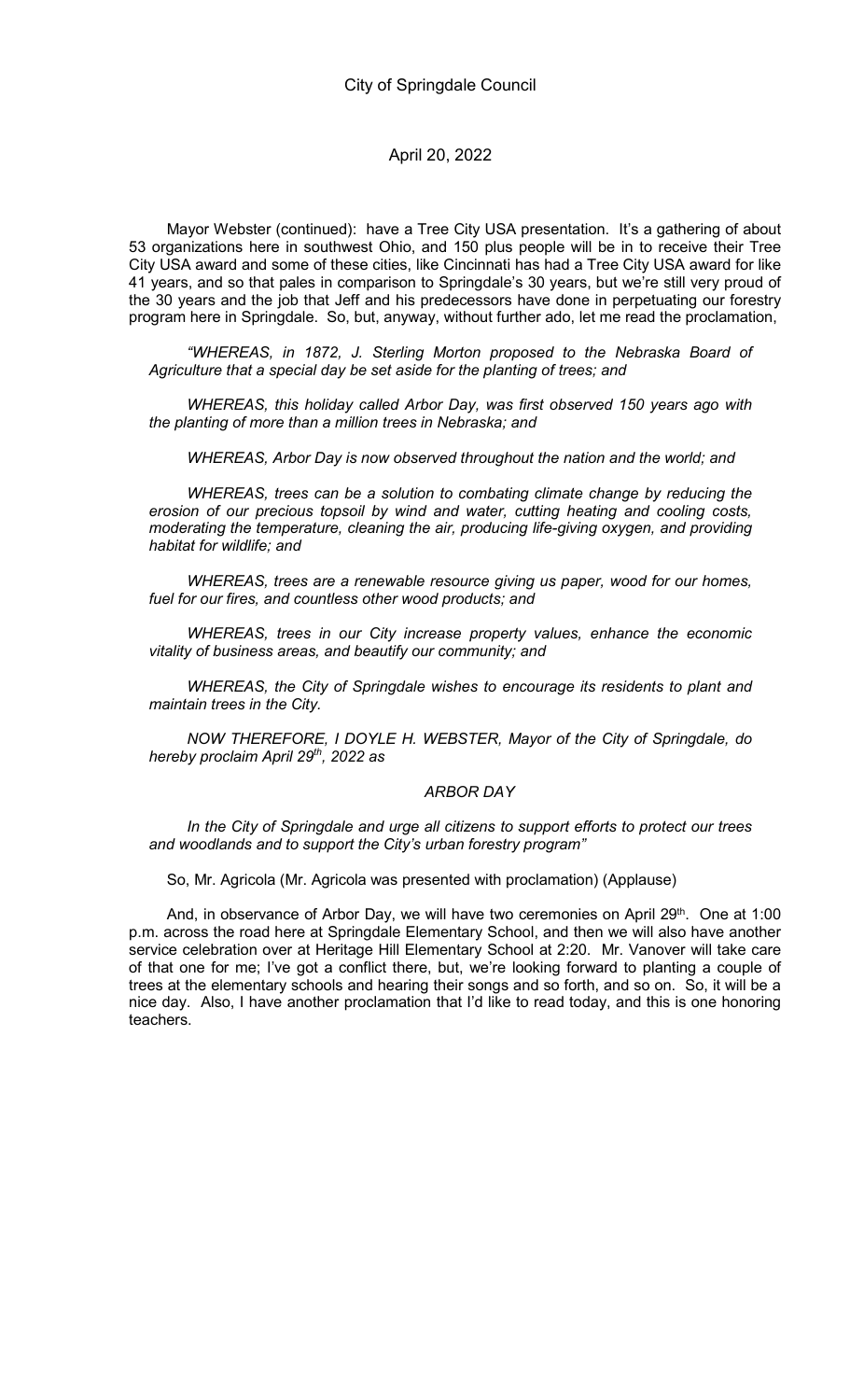Mayor Webster (continued): have a Tree City USA presentation. It's a gathering of about 53 organizations here in southwest Ohio, and 150 plus people will be in to receive their Tree City USA award and some of these cities, like Cincinnati has had a Tree City USA award for like 41 years, and so that pales in comparison to Springdale's 30 years, but we're still very proud of the 30 years and the job that Jeff and his predecessors have done in perpetuating our forestry program here in Springdale. So, but, anyway, without further ado, let me read the proclamation,

*"WHEREAS, in 1872, J. Sterling Morton proposed to the Nebraska Board of Agriculture that a special day be set aside for the planting of trees; and*

*WHEREAS, this holiday called Arbor Day, was first observed 150 years ago with the planting of more than a million trees in Nebraska; and*

*WHEREAS, Arbor Day is now observed throughout the nation and the world; and*

*WHEREAS, trees can be a solution to combating climate change by reducing the erosion of our precious topsoil by wind and water, cutting heating and cooling costs, moderating the temperature, cleaning the air, producing life-giving oxygen, and providing habitat for wildlife; and*

*WHEREAS, trees are a renewable resource giving us paper, wood for our homes, fuel for our fires, and countless other wood products; and*

*WHEREAS, trees in our City increase property values, enhance the economic vitality of business areas, and beautify our community; and*

*WHEREAS, the City of Springdale wishes to encourage its residents to plant and maintain trees in the City.*

*NOW THEREFORE, I DOYLE H. WEBSTER, Mayor of the City of Springdale, do hereby proclaim April 29th, 2022 as*

*ARBOR DAY*

*In the City of Springdale and urge all citizens to support efforts to protect our trees and woodlands and to support the City's urban forestry program"*

So, Mr. Agricola (Mr. Agricola was presented with proclamation) (Applause)

And, in observance of Arbor Day, we will have two ceremonies on April 29th. One at 1:00 p.m. across the road here at Springdale Elementary School, and then we will also have another service celebration over at Heritage Hill Elementary School at 2:20. Mr. Vanover will take care of that one for me; I've got a conflict there, but, we're looking forward to planting a couple of trees at the elementary schools and hearing their songs and so forth, and so on. So, it will be a nice day. Also, I have another proclamation that I'd like to read today, and this is one honoring teachers.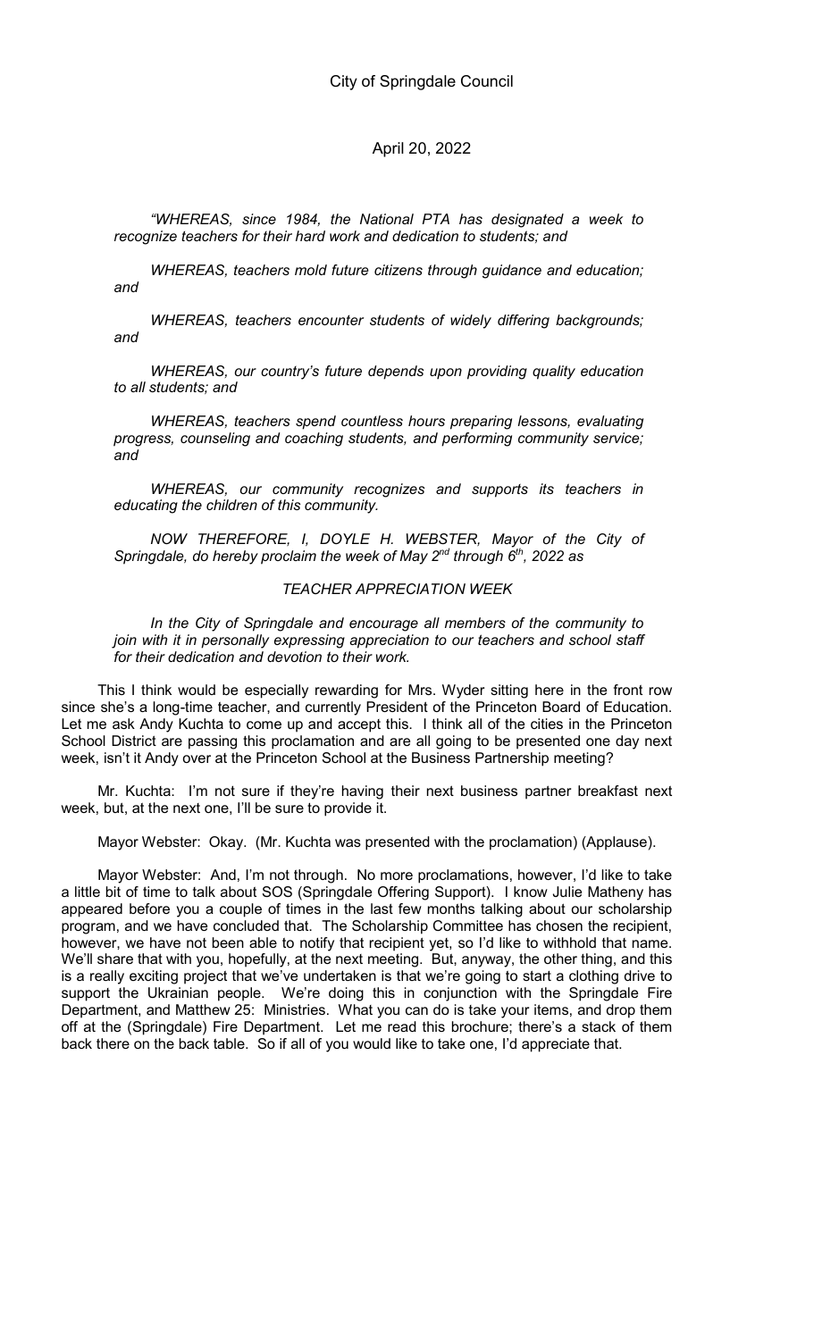*"WHEREAS, since 1984, the National PTA has designated a week to recognize teachers for their hard work and dedication to students; and*

*WHEREAS, teachers mold future citizens through guidance and education; and*

*WHEREAS, teachers encounter students of widely differing backgrounds; and*

*WHEREAS, our country's future depends upon providing quality education to all students; and*

*WHEREAS, teachers spend countless hours preparing lessons, evaluating progress, counseling and coaching students, and performing community service; and*

*WHEREAS, our community recognizes and supports its teachers in educating the children of this community.*

*NOW THEREFORE, I, DOYLE H. WEBSTER, Mayor of the City of Springdale, do hereby proclaim the week of May 2nd through 6th, 2022 as*

*TEACHER APPRECIATION WEEK*

*In the City of Springdale and encourage all members of the community to join with it in personally expressing appreciation to our teachers and school staff for their dedication and devotion to their work.*

This I think would be especially rewarding for Mrs. Wyder sitting here in the front row since she's a long-time teacher, and currently President of the Princeton Board of Education. Let me ask Andy Kuchta to come up and accept this. I think all of the cities in the Princeton School District are passing this proclamation and are all going to be presented one day next week, isn't it Andy over at the Princeton School at the Business Partnership meeting?

Mr. Kuchta: I'm not sure if they're having their next business partner breakfast next week, but, at the next one, I'll be sure to provide it.

Mayor Webster: Okay. (Mr. Kuchta was presented with the proclamation) (Applause).

Mayor Webster: And, I'm not through. No more proclamations, however, I'd like to take a little bit of time to talk about SOS (Springdale Offering Support). I know Julie Matheny has appeared before you a couple of times in the last few months talking about our scholarship program, and we have concluded that. The Scholarship Committee has chosen the recipient, however, we have not been able to notify that recipient yet, so I'd like to withhold that name. We'll share that with you, hopefully, at the next meeting. But, anyway, the other thing, and this is a really exciting project that we've undertaken is that we're going to start a clothing drive to support the Ukrainian people. We're doing this in conjunction with the Springdale Fire Department, and Matthew 25: Ministries. What you can do is take your items, and drop them off at the (Springdale) Fire Department. Let me read this brochure; there's a stack of them back there on the back table. So if all of you would like to take one, I'd appreciate that.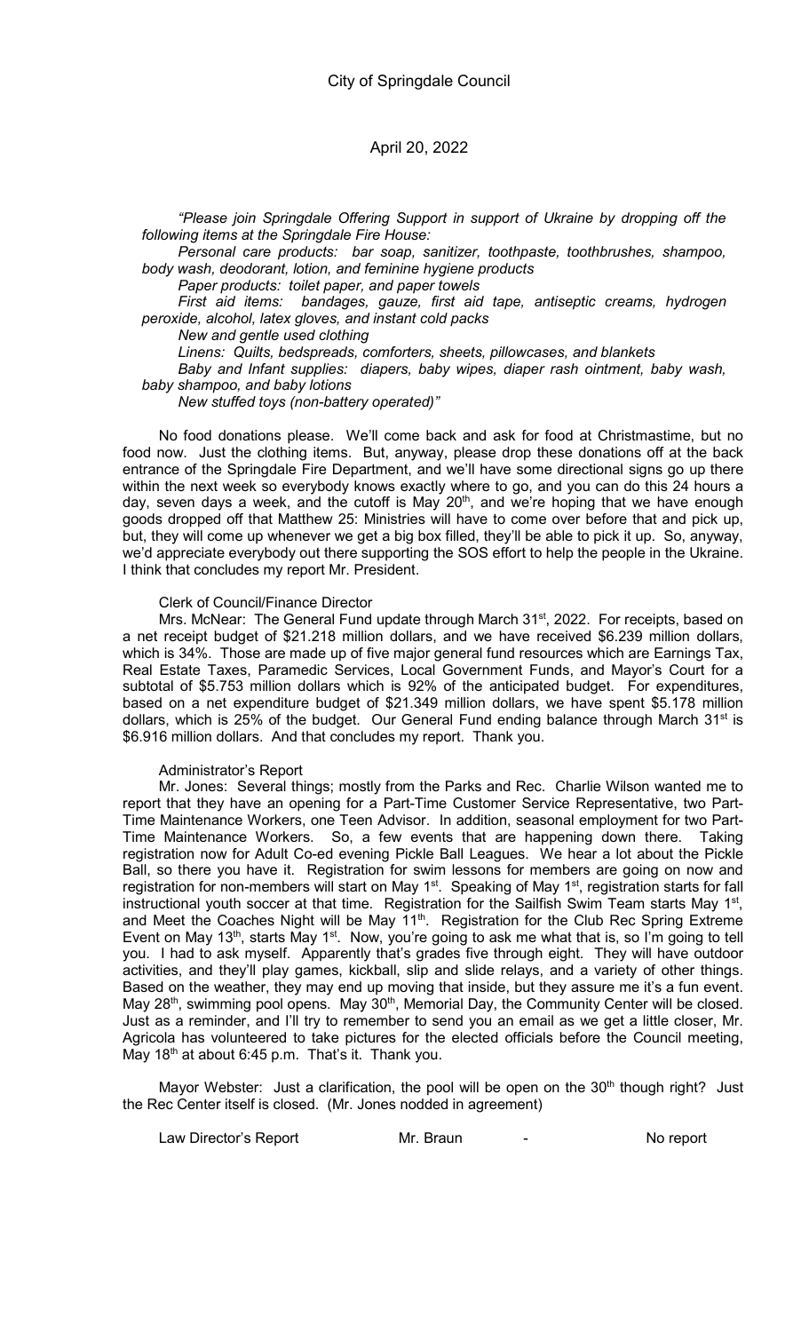*"Please join Springdale Offering Support in support of Ukraine by dropping off the following items at the Springdale Fire House:*

*Personal care products: bar soap, sanitizer, toothpaste, toothbrushes, shampoo, body wash, deodorant, lotion, and feminine hygiene products*

*Paper products: toilet paper, and paper towels*

*First aid items: bandages, gauze, first aid tape, antiseptic creams, hydrogen peroxide, alcohol, latex gloves, and instant cold packs*

*New and gentle used clothing*

*Linens: Quilts, bedspreads, comforters, sheets, pillowcases, and blankets*

*Baby and Infant supplies: diapers, baby wipes, diaper rash ointment, baby wash, baby shampoo, and baby lotions*

*New stuffed toys (non-battery operated)"*

No food donations please. We'll come back and ask for food at Christmastime, but no food now. Just the clothing items. But, anyway, please drop these donations off at the back entrance of the Springdale Fire Department, and we'll have some directional signs go up there within the next week so everybody knows exactly where to go, and you can do this 24 hours a day, seven days a week, and the cutoff is May 20th, and we're hoping that we have enough goods dropped off that Matthew 25: Ministries will have to come over before that and pick up, but, they will come up whenever we get a big box filled, they'll be able to pick it up. So, anyway, we'd appreciate everybody out there supporting the SOS effort to help the people in the Ukraine. I think that concludes my report Mr. President.

Clerk of Council/Finance Director

Mrs. McNear: The General Fund update through March 31st, 2022. For receipts, based on a net receipt budget of $21.218 million dollars, and we have received $6.239 million dollars, which is 34%. Those are made up of five major general fund resources which are Earnings Tax, Real Estate Taxes, Paramedic Services, Local Government Funds, and Mayor's Court for a subtotal of $5.753 million dollars which is 92% of the anticipated budget. For expenditures, based on a net expenditure budget of $21.349 million dollars, we have spent $5.178 million dollars, which is 25% of the budget. Our General Fund ending balance through March 31st is $6.916 million dollars. And that concludes my report. Thank you.

Administrator's Report

Mr. Jones: Several things; mostly from the Parks and Rec. Charlie Wilson wanted me to report that they have an opening for a Part-Time Customer Service Representative, two Part-Time Maintenance Workers, one Teen Advisor. In addition, seasonal employment for two Part-Time Maintenance Workers. So, a few events that are happening down there. Taking registration now for Adult Co-ed evening Pickle Ball Leagues. We hear a lot about the Pickle Ball, so there you have it. Registration for swim lessons for members are going on now and registration for non-members will start on May 1st. Speaking of May 1st, registration starts for fall instructional youth soccer at that time. Registration for the Sailfish Swim Team starts May 1st, and Meet the Coaches Night will be May 11th. Registration for the Club Rec Spring Extreme Event on May 13th, starts May 1st. Now, you're going to ask me what that is, so I'm going to tell you. I had to ask myself. Apparently that's grades five through eight. They will have outdoor activities, and they'll play games, kickball, slip and slide relays, and a variety of other things. Based on the weather, they may end up moving that inside, but they assure me it's a fun event. May 28th, swimming pool opens. May 30th, Memorial Day, the Community Center will be closed. Just as a reminder, and I'll try to remember to send you an email as we get a little closer, Mr. Agricola has volunteered to take pictures for the elected officials before the Council meeting, May 18th at about 6:45 p.m. That's it. Thank you.

Mayor Webster: Just a clarification, the pool will be open on the 30th though right? Just the Rec Center itself is closed. (Mr. Jones nodded in agreement)

Law Director's Report Mr. Braun - No report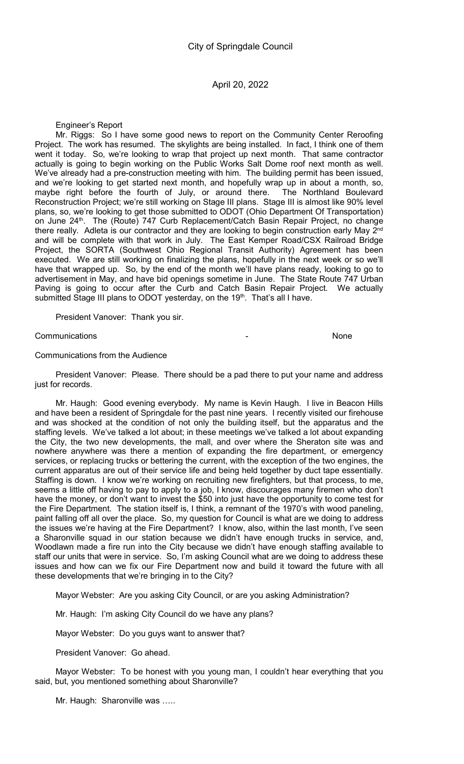Engineer's Report

Mr. Riggs: So I have some good news to report on the Community Center Reroofing Project. The work has resumed. The skylights are being installed. In fact, I think one of them went it today. So, we're looking to wrap that project up next month. That same contractor actually is going to begin working on the Public Works Salt Dome roof next month as well. We've already had a pre-construction meeting with him. The building permit has been issued, and we're looking to get started next month, and hopefully wrap up in about a month, so, maybe right before the fourth of July, or around there. The Northland Boulevard Reconstruction Project; we're still working on Stage III plans. Stage III is almost like 90% level plans, so, we're looking to get those submitted to ODOT (Ohio Department Of Transportation) on June 24th. The (Route) 747 Curb Replacement/Catch Basin Repair Project, no change there really. Adleta is our contractor and they are looking to begin construction early May 2nd and will be complete with that work in July. The East Kemper Road/CSX Railroad Bridge Project, the SORTA (Southwest Ohio Regional Transit Authority) Agreement has been executed. We are still working on finalizing the plans, hopefully in the next week or so we'll have that wrapped up. So, by the end of the month we'll have plans ready, looking to go to advertisement in May, and have bid openings sometime in June. The State Route 747 Urban Paving is going to occur after the Curb and Catch Basin Repair Project. We actually submitted Stage III plans to ODOT yesterday, on the 19th. That's all I have.

President Vanover: Thank you sir.

Communications - None

Communications from the Audience

President Vanover: Please. There should be a pad there to put your name and address just for records.

Mr. Haugh: Good evening everybody. My name is Kevin Haugh. I live in Beacon Hills and have been a resident of Springdale for the past nine years. I recently visited our firehouse and was shocked at the condition of not only the building itself, but the apparatus and the staffing levels. We've talked a lot about; in these meetings we've talked a lot about expanding the City, the two new developments, the mall, and over where the Sheraton site was and nowhere anywhere was there a mention of expanding the fire department, or emergency services, or replacing trucks or bettering the current, with the exception of the two engines, the current apparatus are out of their service life and being held together by duct tape essentially. Staffing is down. I know we're working on recruiting new firefighters, but that process, to me, seems a little off having to pay to apply to a job, I know, discourages many firemen who don't have the money, or don't want to invest the $50 into just have the opportunity to come test for the Fire Department. The station itself is, I think, a remnant of the 1970's with wood paneling, paint falling off all over the place. So, my question for Council is what are we doing to address the issues we're having at the Fire Department? I know, also, within the last month, I've seen a Sharonville squad in our station because we didn't have enough trucks in service, and, Woodlawn made a fire run into the City because we didn't have enough staffing available to staff our units that were in service. So, I'm asking Council what are we doing to address these issues and how can we fix our Fire Department now and build it toward the future with all these developments that we're bringing in to the City?

Mayor Webster: Are you asking City Council, or are you asking Administration?

Mr. Haugh: I'm asking City Council do we have any plans?

Mayor Webster: Do you guys want to answer that?

President Vanover: Go ahead.

Mayor Webster: To be honest with you young man, I couldn't hear everything that you said, but, you mentioned something about Sharonville?

Mr. Haugh: Sharonville was …..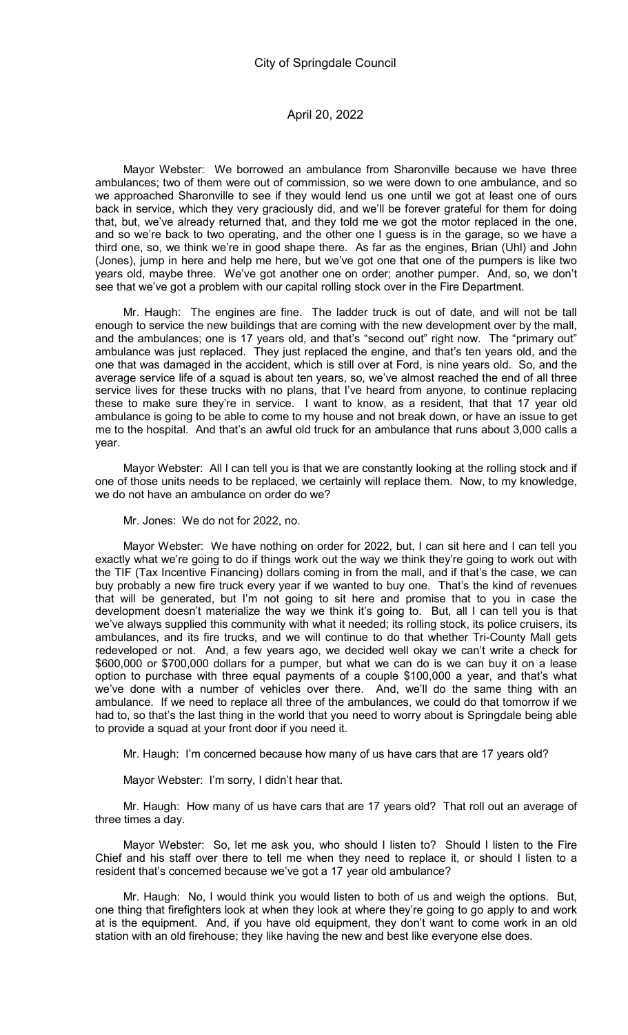Mayor Webster: We borrowed an ambulance from Sharonville because we have three ambulances; two of them were out of commission, so we were down to one ambulance, and so we approached Sharonville to see if they would lend us one until we got at least one of ours back in service, which they very graciously did, and we'll be forever grateful for them for doing that, but, we've already returned that, and they told me we got the motor replaced in the one, and so we're back to two operating, and the other one I guess is in the garage, so we have a third one, so, we think we're in good shape there. As far as the engines, Brian (Uhl) and John (Jones), jump in here and help me here, but we've got one that one of the pumpers is like two years old, maybe three. We've got another one on order; another pumper. And, so, we don't see that we've got a problem with our capital rolling stock over in the Fire Department.

Mr. Haugh: The engines are fine. The ladder truck is out of date, and will not be tall enough to service the new buildings that are coming with the new development over by the mall, and the ambulances; one is 17 years old, and that's "second out" right now. The "primary out" ambulance was just replaced. They just replaced the engine, and that's ten years old, and the one that was damaged in the accident, which is still over at Ford, is nine years old. So, and the average service life of a squad is about ten years, so, we've almost reached the end of all three service lives for these trucks with no plans, that I've heard from anyone, to continue replacing these to make sure they're in service. I want to know, as a resident, that that 17 year old ambulance is going to be able to come to my house and not break down, or have an issue to get me to the hospital. And that's an awful old truck for an ambulance that runs about 3,000 calls a year.

Mayor Webster: All I can tell you is that we are constantly looking at the rolling stock and if one of those units needs to be replaced, we certainly will replace them. Now, to my knowledge, we do not have an ambulance on order do we?

Mr. Jones: We do not for 2022, no.

Mayor Webster: We have nothing on order for 2022, but, I can sit here and I can tell you exactly what we're going to do if things work out the way we think they're going to work out with the TIF (Tax Incentive Financing) dollars coming in from the mall, and if that's the case, we can buy probably a new fire truck every year if we wanted to buy one. That's the kind of revenues that will be generated, but I'm not going to sit here and promise that to you in case the development doesn't materialize the way we think it's going to. But, all I can tell you is that we've always supplied this community with what it needed; its rolling stock, its police cruisers, its ambulances, and its fire trucks, and we will continue to do that whether Tri-County Mall gets redeveloped or not. And, a few years ago, we decided well okay we can't write a check for $600,000 or $700,000 dollars for a pumper, but what we can do is we can buy it on a lease option to purchase with three equal payments of a couple $100,000 a year, and that's what we've done with a number of vehicles over there. And, we'll do the same thing with an ambulance. If we need to replace all three of the ambulances, we could do that tomorrow if we had to, so that's the last thing in the world that you need to worry about is Springdale being able to provide a squad at your front door if you need it.

Mr. Haugh: I'm concerned because how many of us have cars that are 17 years old?

Mayor Webster: I'm sorry, I didn't hear that.

Mr. Haugh: How many of us have cars that are 17 years old? That roll out an average of three times a day.

Mayor Webster: So, let me ask you, who should I listen to? Should I listen to the Fire Chief and his staff over there to tell me when they need to replace it, or should I listen to a resident that's concerned because we've got a 17 year old ambulance?

Mr. Haugh: No, I would think you would listen to both of us and weigh the options. But, one thing that firefighters look at when they look at where they're going to go apply to and work at is the equipment. And, if you have old equipment, they don't want to come work in an old station with an old firehouse; they like having the new and best like everyone else does.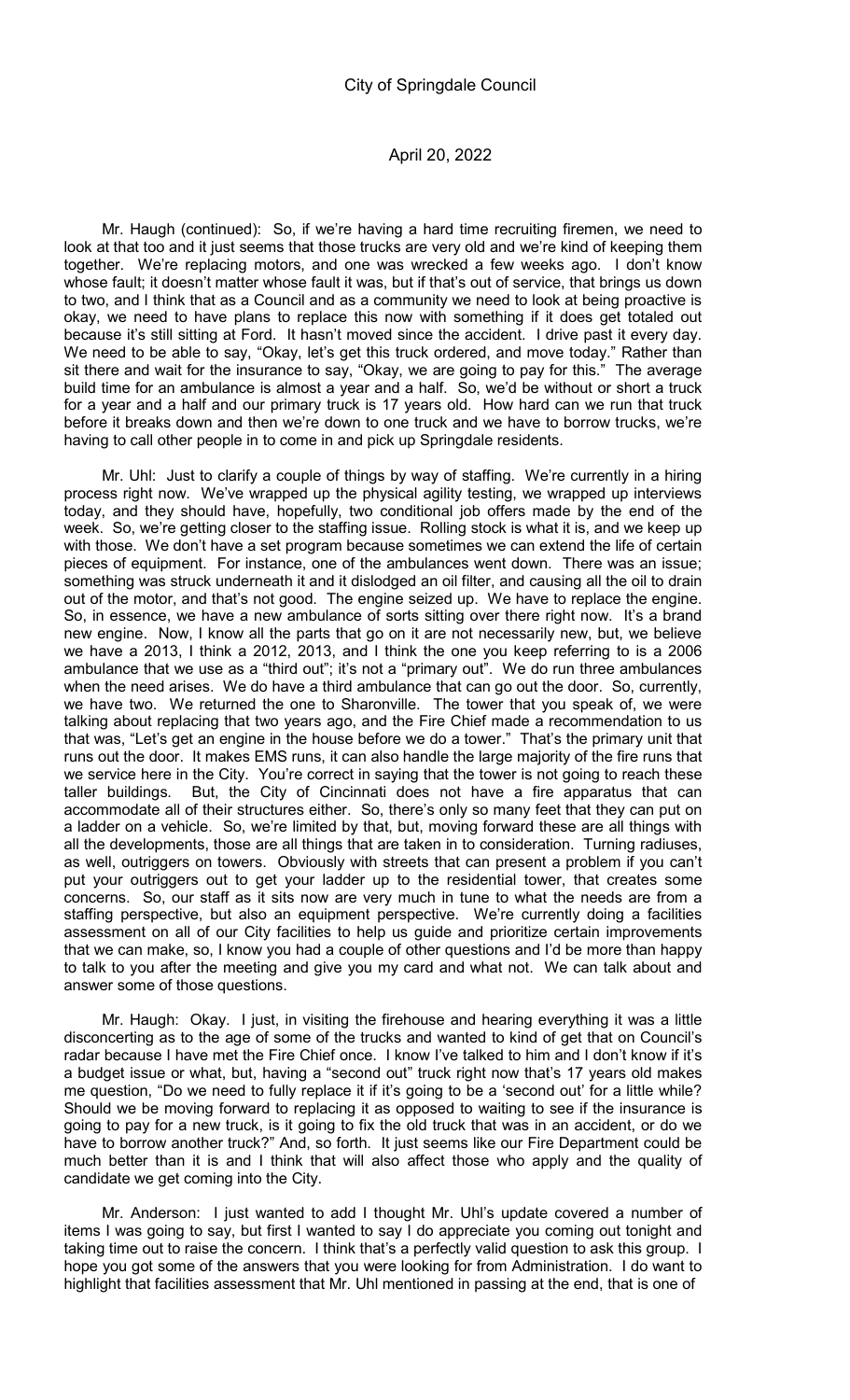Mr. Haugh (continued): So, if we're having a hard time recruiting firemen, we need to look at that too and it just seems that those trucks are very old and we're kind of keeping them together. We're replacing motors, and one was wrecked a few weeks ago. I don't know whose fault; it doesn't matter whose fault it was, but if that's out of service, that brings us down to two, and I think that as a Council and as a community we need to look at being proactive is okay, we need to have plans to replace this now with something if it does get totaled out because it's still sitting at Ford. It hasn't moved since the accident. I drive past it every day. We need to be able to say, "Okay, let's get this truck ordered, and move today." Rather than sit there and wait for the insurance to say, "Okay, we are going to pay for this." The average build time for an ambulance is almost a year and a half. So, we'd be without or short a truck for a year and a half and our primary truck is 17 years old. How hard can we run that truck before it breaks down and then we're down to one truck and we have to borrow trucks, we're having to call other people in to come in and pick up Springdale residents.

Mr. Uhl: Just to clarify a couple of things by way of staffing. We're currently in a hiring process right now. We've wrapped up the physical agility testing, we wrapped up interviews today, and they should have, hopefully, two conditional job offers made by the end of the week. So, we're getting closer to the staffing issue. Rolling stock is what it is, and we keep up with those. We don't have a set program because sometimes we can extend the life of certain pieces of equipment. For instance, one of the ambulances went down. There was an issue; something was struck underneath it and it dislodged an oil filter, and causing all the oil to drain out of the motor, and that's not good. The engine seized up. We have to replace the engine. So, in essence, we have a new ambulance of sorts sitting over there right now. It's a brand new engine. Now, I know all the parts that go on it are not necessarily new, but, we believe we have a 2013, I think a 2012, 2013, and I think the one you keep referring to is a 2006 ambulance that we use as a "third out"; it's not a "primary out". We do run three ambulances when the need arises. We do have a third ambulance that can go out the door. So, currently, we have two. We returned the one to Sharonville. The tower that you speak of, we were talking about replacing that two years ago, and the Fire Chief made a recommendation to us that was, "Let's get an engine in the house before we do a tower." That's the primary unit that runs out the door. It makes EMS runs, it can also handle the large majority of the fire runs that we service here in the City. You're correct in saying that the tower is not going to reach these taller buildings. But, the City of Cincinnati does not have a fire apparatus that can accommodate all of their structures either. So, there's only so many feet that they can put on a ladder on a vehicle. So, we're limited by that, but, moving forward these are all things with all the developments, those are all things that are taken in to consideration. Turning radiuses, as well, outriggers on towers. Obviously with streets that can present a problem if you can't put your outriggers out to get your ladder up to the residential tower, that creates some concerns. So, our staff as it sits now are very much in tune to what the needs are from a staffing perspective, but also an equipment perspective. We're currently doing a facilities assessment on all of our City facilities to help us guide and prioritize certain improvements that we can make, so, I know you had a couple of other questions and I'd be more than happy to talk to you after the meeting and give you my card and what not. We can talk about and answer some of those questions.

Mr. Haugh: Okay. I just, in visiting the firehouse and hearing everything it was a little disconcerting as to the age of some of the trucks and wanted to kind of get that on Council's radar because I have met the Fire Chief once. I know I've talked to him and I don't know if it's a budget issue or what, but, having a "second out" truck right now that's 17 years old makes me question, "Do we need to fully replace it if it's going to be a 'second out' for a little while? Should we be moving forward to replacing it as opposed to waiting to see if the insurance is going to pay for a new truck, is it going to fix the old truck that was in an accident, or do we have to borrow another truck?" And, so forth. It just seems like our Fire Department could be much better than it is and I think that will also affect those who apply and the quality of candidate we get coming into the City.

Mr. Anderson: I just wanted to add I thought Mr. Uhl's update covered a number of items I was going to say, but first I wanted to say I do appreciate you coming out tonight and taking time out to raise the concern. I think that's a perfectly valid question to ask this group. I hope you got some of the answers that you were looking for from Administration. I do want to highlight that facilities assessment that Mr. Uhl mentioned in passing at the end, that is one of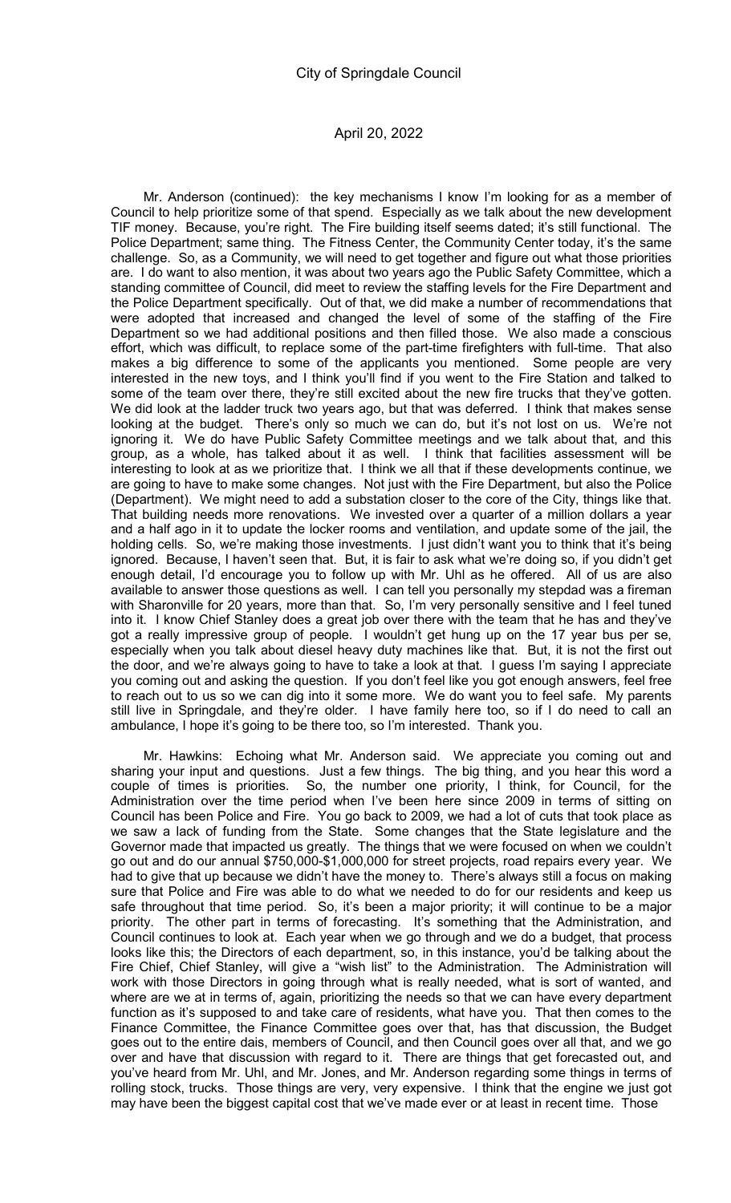Mr. Anderson (continued): the key mechanisms I know I'm looking for as a member of Council to help prioritize some of that spend. Especially as we talk about the new development TIF money. Because, you're right. The Fire building itself seems dated; it's still functional. The Police Department; same thing. The Fitness Center, the Community Center today, it's the same challenge. So, as a Community, we will need to get together and figure out what those priorities are. I do want to also mention, it was about two years ago the Public Safety Committee, which a standing committee of Council, did meet to review the staffing levels for the Fire Department and the Police Department specifically. Out of that, we did make a number of recommendations that were adopted that increased and changed the level of some of the staffing of the Fire Department so we had additional positions and then filled those. We also made a conscious effort, which was difficult, to replace some of the part-time firefighters with full-time. That also makes a big difference to some of the applicants you mentioned. Some people are very interested in the new toys, and I think you'll find if you went to the Fire Station and talked to some of the team over there, they're still excited about the new fire trucks that they've gotten. We did look at the ladder truck two years ago, but that was deferred. I think that makes sense looking at the budget. There's only so much we can do, but it's not lost on us. We're not ignoring it. We do have Public Safety Committee meetings and we talk about that, and this group, as a whole, has talked about it as well. I think that facilities assessment will be interesting to look at as we prioritize that. I think we all that if these developments continue, we are going to have to make some changes. Not just with the Fire Department, but also the Police (Department). We might need to add a substation closer to the core of the City, things like that. That building needs more renovations. We invested over a quarter of a million dollars a year and a half ago in it to update the locker rooms and ventilation, and update some of the jail, the holding cells. So, we're making those investments. I just didn't want you to think that it's being ignored. Because, I haven't seen that. But, it is fair to ask what we're doing so, if you didn't get enough detail, I'd encourage you to follow up with Mr. Uhl as he offered. All of us are also available to answer those questions as well. I can tell you personally my stepdad was a fireman with Sharonville for 20 years, more than that. So, I'm very personally sensitive and I feel tuned into it. I know Chief Stanley does a great job over there with the team that he has and they've got a really impressive group of people. I wouldn't get hung up on the 17 year bus per se, especially when you talk about diesel heavy duty machines like that. But, it is not the first out the door, and we're always going to have to take a look at that. I guess I'm saying I appreciate you coming out and asking the question. If you don't feel like you got enough answers, feel free to reach out to us so we can dig into it some more. We do want you to feel safe. My parents still live in Springdale, and they're older. I have family here too, so if I do need to call an ambulance, I hope it's going to be there too, so I'm interested. Thank you.

Mr. Hawkins: Echoing what Mr. Anderson said. We appreciate you coming out and sharing your input and questions. Just a few things. The big thing, and you hear this word a couple of times is priorities. So, the number one priority, I think, for Council, for the Administration over the time period when I've been here since 2009 in terms of sitting on Council has been Police and Fire. You go back to 2009, we had a lot of cuts that took place as we saw a lack of funding from the State. Some changes that the State legislature and the Governor made that impacted us greatly. The things that we were focused on when we couldn't go out and do our annual $750,000-$1,000,000 for street projects, road repairs every year. We had to give that up because we didn't have the money to. There's always still a focus on making sure that Police and Fire was able to do what we needed to do for our residents and keep us safe throughout that time period. So, it's been a major priority; it will continue to be a major priority. The other part in terms of forecasting. It's something that the Administration, and Council continues to look at. Each year when we go through and we do a budget, that process looks like this; the Directors of each department, so, in this instance, you'd be talking about the Fire Chief, Chief Stanley, will give a "wish list" to the Administration. The Administration will work with those Directors in going through what is really needed, what is sort of wanted, and where are we at in terms of, again, prioritizing the needs so that we can have every department function as it's supposed to and take care of residents, what have you. That then comes to the Finance Committee, the Finance Committee goes over that, has that discussion, the Budget goes out to the entire dais, members of Council, and then Council goes over all that, and we go over and have that discussion with regard to it. There are things that get forecasted out, and you've heard from Mr. Uhl, and Mr. Jones, and Mr. Anderson regarding some things in terms of rolling stock, trucks. Those things are very, very expensive. I think that the engine we just got may have been the biggest capital cost that we've made ever or at least in recent time. Those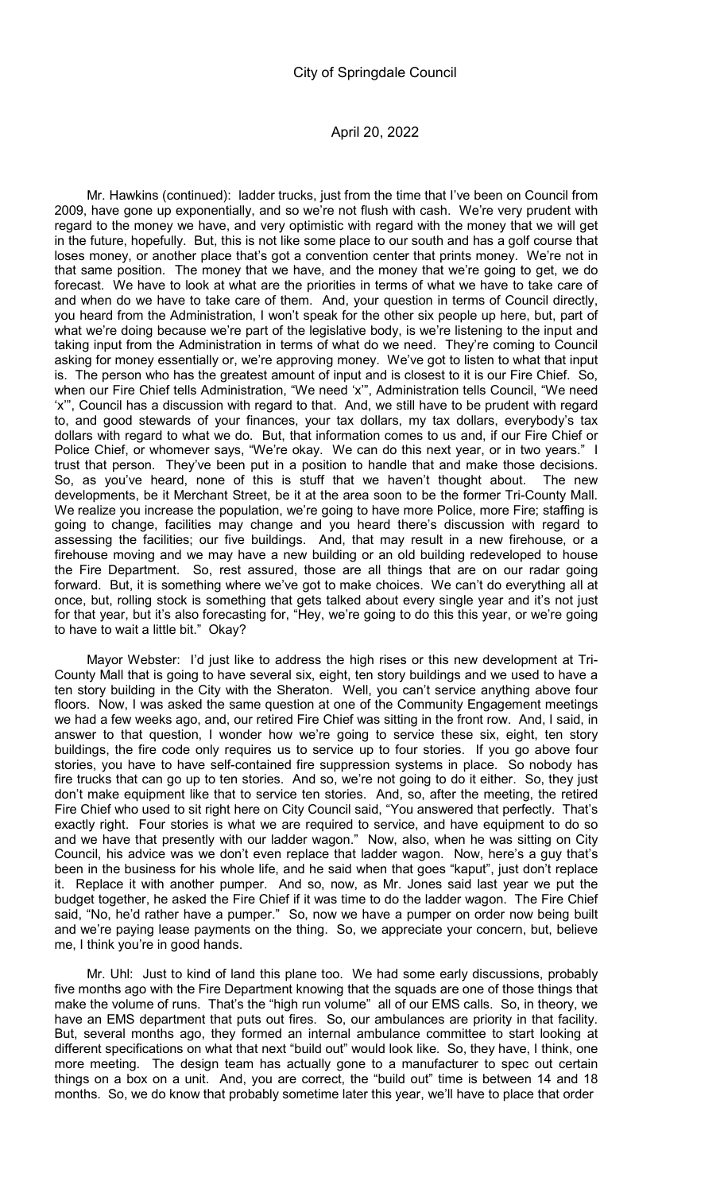Mr. Hawkins (continued): ladder trucks, just from the time that I've been on Council from 2009, have gone up exponentially, and so we're not flush with cash. We're very prudent with regard to the money we have, and very optimistic with regard with the money that we will get in the future, hopefully. But, this is not like some place to our south and has a golf course that loses money, or another place that's got a convention center that prints money. We're not in that same position. The money that we have, and the money that we're going to get, we do forecast. We have to look at what are the priorities in terms of what we have to take care of and when do we have to take care of them. And, your question in terms of Council directly, you heard from the Administration, I won't speak for the other six people up here, but, part of what we're doing because we're part of the legislative body, is we're listening to the input and taking input from the Administration in terms of what do we need. They're coming to Council asking for money essentially or, we're approving money. We've got to listen to what that input is. The person who has the greatest amount of input and is closest to it is our Fire Chief. So, when our Fire Chief tells Administration, "We need 'x'", Administration tells Council, "We need 'x'", Council has a discussion with regard to that. And, we still have to be prudent with regard to, and good stewards of your finances, your tax dollars, my tax dollars, everybody's tax dollars with regard to what we do. But, that information comes to us and, if our Fire Chief or Police Chief, or whomever says, "We're okay. We can do this next year, or in two years." I trust that person. They've been put in a position to handle that and make those decisions. So, as you've heard, none of this is stuff that we haven't thought about. The new developments, be it Merchant Street, be it at the area soon to be the former Tri-County Mall. We realize you increase the population, we're going to have more Police, more Fire; staffing is going to change, facilities may change and you heard there's discussion with regard to assessing the facilities; our five buildings. And, that may result in a new firehouse, or a firehouse moving and we may have a new building or an old building redeveloped to house the Fire Department. So, rest assured, those are all things that are on our radar going forward. But, it is something where we've got to make choices. We can't do everything all at once, but, rolling stock is something that gets talked about every single year and it's not just for that year, but it's also forecasting for, "Hey, we're going to do this this year, or we're going to have to wait a little bit." Okay?

Mayor Webster: I'd just like to address the high rises or this new development at Tri-County Mall that is going to have several six, eight, ten story buildings and we used to have a ten story building in the City with the Sheraton. Well, you can't service anything above four floors. Now, I was asked the same question at one of the Community Engagement meetings we had a few weeks ago, and, our retired Fire Chief was sitting in the front row. And, I said, in answer to that question, I wonder how we're going to service these six, eight, ten story buildings, the fire code only requires us to service up to four stories. If you go above four stories, you have to have self-contained fire suppression systems in place. So nobody has fire trucks that can go up to ten stories. And so, we're not going to do it either. So, they just don't make equipment like that to service ten stories. And, so, after the meeting, the retired Fire Chief who used to sit right here on City Council said, "You answered that perfectly. That's exactly right. Four stories is what we are required to service, and have equipment to do so and we have that presently with our ladder wagon." Now, also, when he was sitting on City Council, his advice was we don't even replace that ladder wagon. Now, here's a guy that's been in the business for his whole life, and he said when that goes "kaput", just don't replace it. Replace it with another pumper. And so, now, as Mr. Jones said last year we put the budget together, he asked the Fire Chief if it was time to do the ladder wagon. The Fire Chief said, "No, he'd rather have a pumper." So, now we have a pumper on order now being built and we're paying lease payments on the thing. So, we appreciate your concern, but, believe me, I think you're in good hands.

Mr. Uhl: Just to kind of land this plane too. We had some early discussions, probably five months ago with the Fire Department knowing that the squads are one of those things that make the volume of runs. That's the "high run volume" all of our EMS calls. So, in theory, we have an EMS department that puts out fires. So, our ambulances are priority in that facility. But, several months ago, they formed an internal ambulance committee to start looking at different specifications on what that next "build out" would look like. So, they have, I think, one more meeting. The design team has actually gone to a manufacturer to spec out certain things on a box on a unit. And, you are correct, the "build out" time is between 14 and 18 months. So, we do know that probably sometime later this year, we'll have to place that order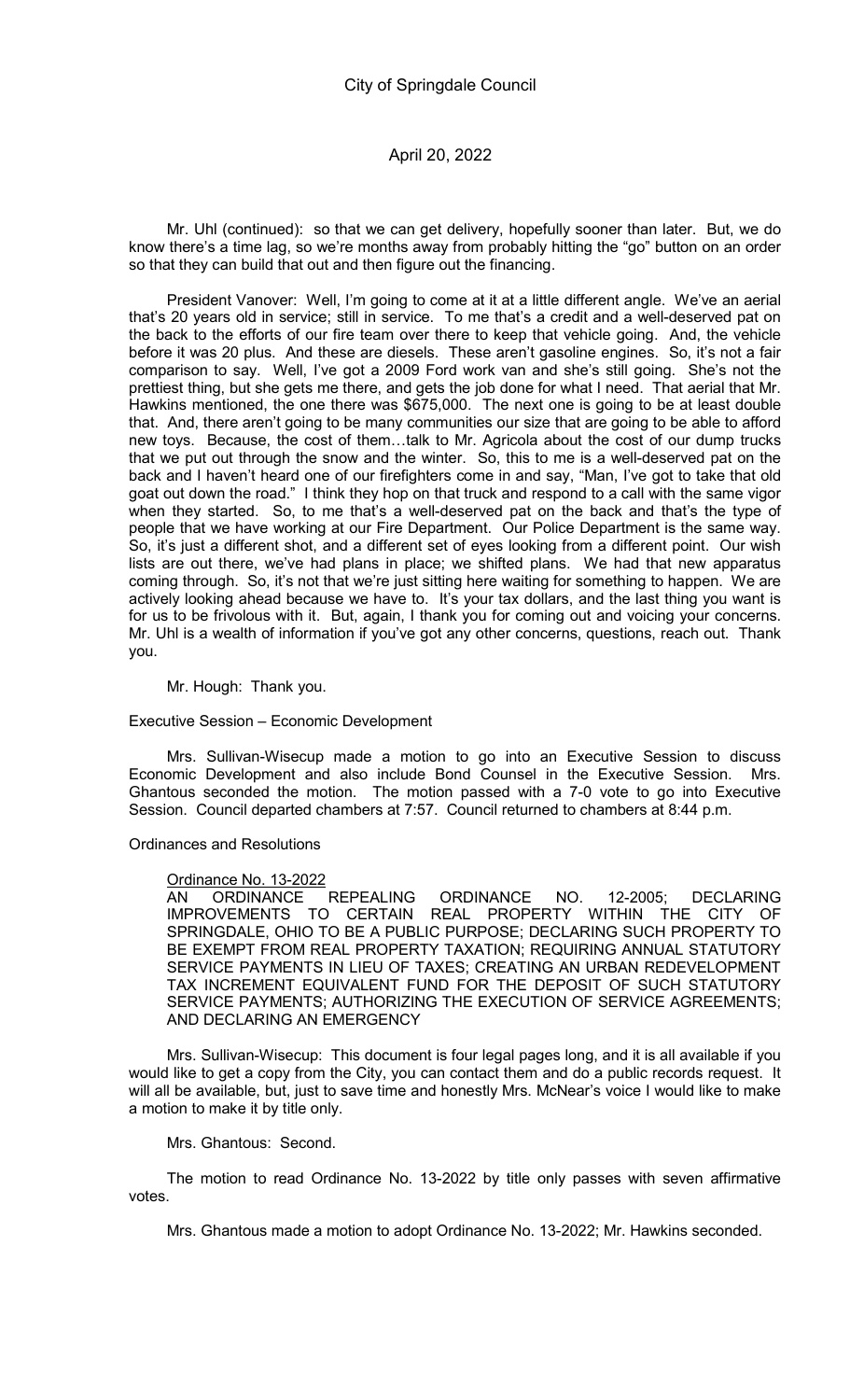Mr. Uhl (continued): so that we can get delivery, hopefully sooner than later. But, we do know there's a time lag, so we're months away from probably hitting the "go" button on an order so that they can build that out and then figure out the financing.

President Vanover: Well, I'm going to come at it at a little different angle. We've an aerial that's 20 years old in service; still in service. To me that's a credit and a well-deserved pat on the back to the efforts of our fire team over there to keep that vehicle going. And, the vehicle before it was 20 plus. And these are diesels. These aren't gasoline engines. So, it's not a fair comparison to say. Well, I've got a 2009 Ford work van and she's still going. She's not the prettiest thing, but she gets me there, and gets the job done for what I need. That aerial that Mr. Hawkins mentioned, the one there was $675,000. The next one is going to be at least double that. And, there aren't going to be many communities our size that are going to be able to afford new toys. Because, the cost of them…talk to Mr. Agricola about the cost of our dump trucks that we put out through the snow and the winter. So, this to me is a well-deserved pat on the back and I haven't heard one of our firefighters come in and say, "Man, I've got to take that old goat out down the road." I think they hop on that truck and respond to a call with the same vigor when they started. So, to me that's a well-deserved pat on the back and that's the type of people that we have working at our Fire Department. Our Police Department is the same way. So, it's just a different shot, and a different set of eyes looking from a different point. Our wish lists are out there, we've had plans in place; we shifted plans. We had that new apparatus coming through. So, it's not that we're just sitting here waiting for something to happen. We are actively looking ahead because we have to. It's your tax dollars, and the last thing you want is for us to be frivolous with it. But, again, I thank you for coming out and voicing your concerns. Mr. Uhl is a wealth of information if you've got any other concerns, questions, reach out. Thank you.

Mr. Hough: Thank you.

Executive Session – Economic Development

Mrs. Sullivan-Wisecup made a motion to go into an Executive Session to discuss Economic Development and also include Bond Counsel in the Executive Session. Mrs. Ghantous seconded the motion. The motion passed with a 7-0 vote to go into Executive Session. Council departed chambers at 7:57. Council returned to chambers at 8:44 p.m.

Ordinances and Resolutions

Ordinance No. 13-2022

AN ORDINANCE REPEALING ORDINANCE NO. 12-2005; DECLARING IMPROVEMENTS TO CERTAIN REAL PROPERTY WITHIN THE CITY OF SPRINGDALE, OHIO TO BE A PUBLIC PURPOSE; DECLARING SUCH PROPERTY TO BE EXEMPT FROM REAL PROPERTY TAXATION; REQUIRING ANNUAL STATUTORY SERVICE PAYMENTS IN LIEU OF TAXES; CREATING AN URBAN REDEVELOPMENT TAX INCREMENT EQUIVALENT FUND FOR THE DEPOSIT OF SUCH STATUTORY SERVICE PAYMENTS; AUTHORIZING THE EXECUTION OF SERVICE AGREEMENTS; AND DECLARING AN EMERGENCY

Mrs. Sullivan-Wisecup: This document is four legal pages long, and it is all available if you would like to get a copy from the City, you can contact them and do a public records request. It will all be available, but, just to save time and honestly Mrs. McNear's voice I would like to make a motion to make it by title only.

Mrs. Ghantous: Second.

The motion to read Ordinance No. 13-2022 by title only passes with seven affirmative votes.

Mrs. Ghantous made a motion to adopt Ordinance No. 13-2022; Mr. Hawkins seconded.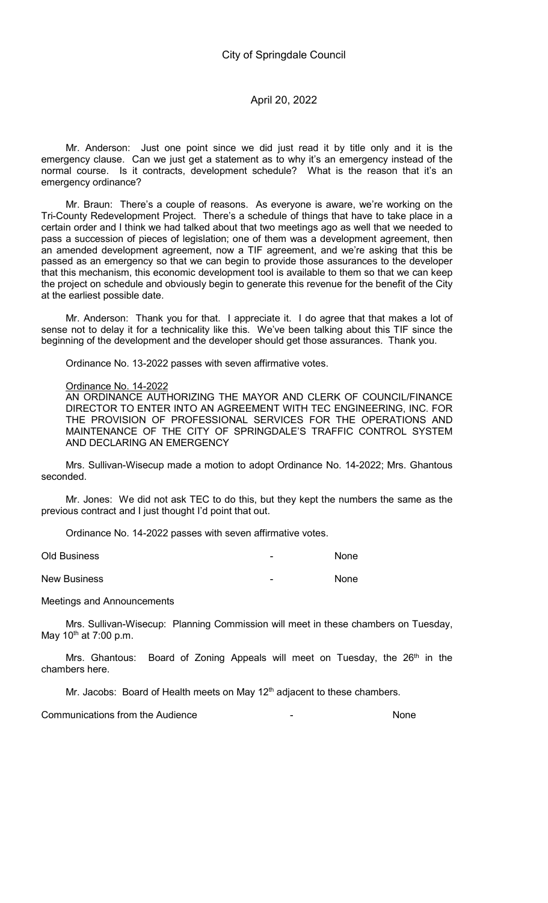Mr. Anderson: Just one point since we did just read it by title only and it is the emergency clause. Can we just get a statement as to why it's an emergency instead of the normal course. Is it contracts, development schedule? What is the reason that it's an emergency ordinance?

Mr. Braun: There's a couple of reasons. As everyone is aware, we're working on the Tri-County Redevelopment Project. There's a schedule of things that have to take place in a certain order and I think we had talked about that two meetings ago as well that we needed to pass a succession of pieces of legislation; one of them was a development agreement, then an amended development agreement, now a TIF agreement, and we're asking that this be passed as an emergency so that we can begin to provide those assurances to the developer that this mechanism, this economic development tool is available to them so that we can keep the project on schedule and obviously begin to generate this revenue for the benefit of the City at the earliest possible date.

Mr. Anderson: Thank you for that. I appreciate it. I do agree that that makes a lot of sense not to delay it for a technicality like this. We've been talking about this TIF since the beginning of the development and the developer should get those assurances. Thank you.

Ordinance No. 13-2022 passes with seven affirmative votes.

Ordinance No. 14-2022
AN ORDINANCE AUTHORIZING THE MAYOR AND CLERK OF COUNCIL/FINANCE DIRECTOR TO ENTER INTO AN AGREEMENT WITH TEC ENGINEERING, INC. FOR THE PROVISION OF PROFESSIONAL SERVICES FOR THE OPERATIONS AND MAINTENANCE OF THE CITY OF SPRINGDALE'S TRAFFIC CONTROL SYSTEM AND DECLARING AN EMERGENCY

Mrs. Sullivan-Wisecup made a motion to adopt Ordinance No. 14-2022; Mrs. Ghantous seconded.

Mr. Jones: We did not ask TEC to do this, but they kept the numbers the same as the previous contract and I just thought I'd point that out.

Ordinance No. 14-2022 passes with seven affirmative votes.

Old Business - None

New Business - None

Meetings and Announcements

Mrs. Sullivan-Wisecup: Planning Commission will meet in these chambers on Tuesday, May 10th at 7:00 p.m.

Mrs. Ghantous: Board of Zoning Appeals will meet on Tuesday, the 26th in the chambers here.

Mr. Jacobs: Board of Health meets on May 12th adjacent to these chambers.

Communications from the Audience - None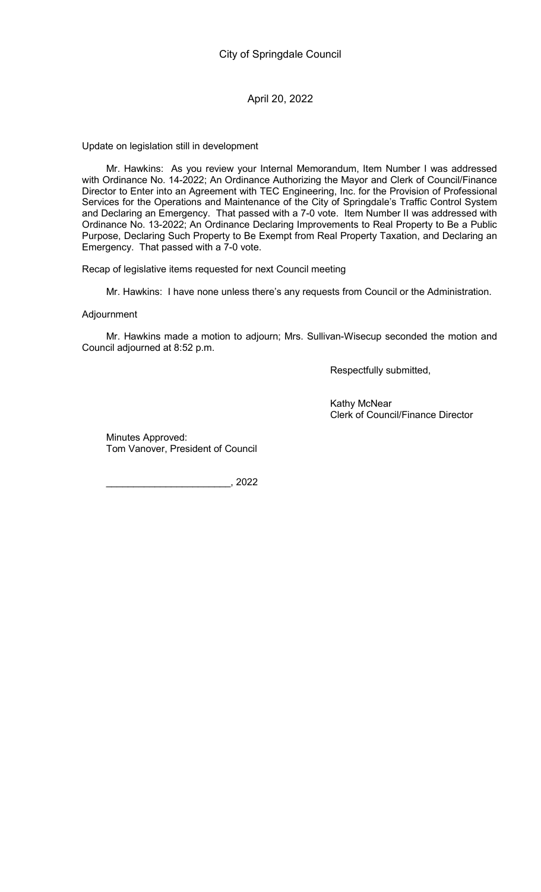City of Springdale Council

April 20, 2022

Update on legislation still in development

Mr. Hawkins: As you review your Internal Memorandum, Item Number I was addressed with Ordinance No. 14-2022; An Ordinance Authorizing the Mayor and Clerk of Council/Finance Director to Enter into an Agreement with TEC Engineering, Inc. for the Provision of Professional Services for the Operations and Maintenance of the City of Springdale's Traffic Control System and Declaring an Emergency. That passed with a 7-0 vote. Item Number II was addressed with Ordinance No. 13-2022; An Ordinance Declaring Improvements to Real Property to Be a Public Purpose, Declaring Such Property to Be Exempt from Real Property Taxation, and Declaring an Emergency. That passed with a 7-0 vote.

Recap of legislative items requested for next Council meeting

Mr. Hawkins: I have none unless there's any requests from Council or the Administration.

Adjournment

Mr. Hawkins made a motion to adjourn; Mrs. Sullivan-Wisecup seconded the motion and Council adjourned at 8:52 p.m.

Respectfully submitted,

Kathy McNear
Clerk of Council/Finance Director

Minutes Approved:
Tom Vanover, President of Council

_______________________, 2022